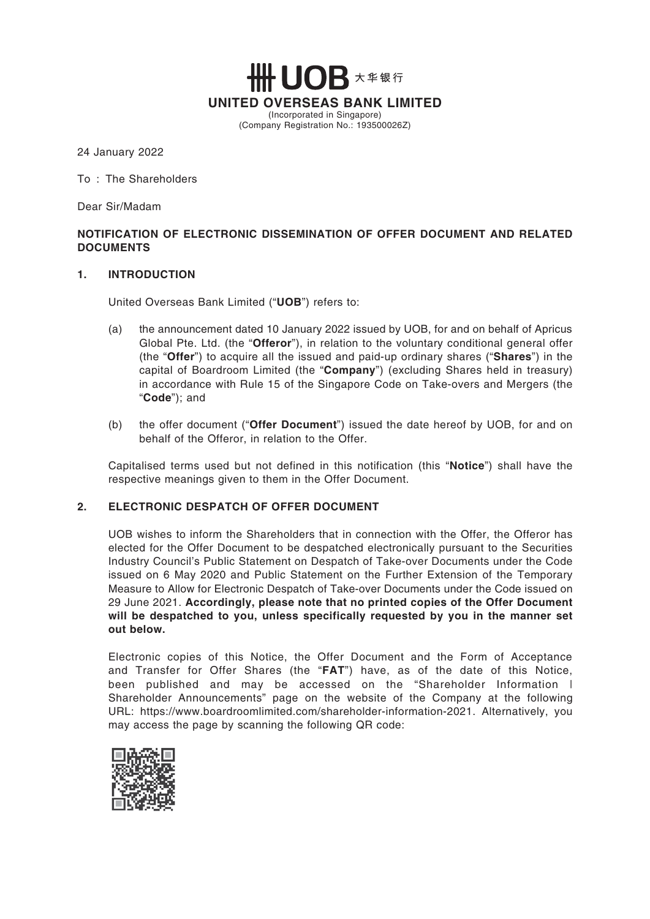# UOB 大华银行

**UNITED OVERSEAS BANK LIMITED**
(Incorporated in Singapore)
(Company Registration No.: 193500026Z)

24 January 2022

To : The Shareholders

Dear Sir/Madam

## NOTIFICATION OF ELECTRONIC DISSEMINATION OF OFFER DOCUMENT AND RELATED DOCUMENTS

### 1. INTRODUCTION

United Overseas Bank Limited ("**UOB**") refers to:

(a) the announcement dated 10 January 2022 issued by UOB, for and on behalf of Apricus Global Pte. Ltd. (the "**Offeror**"), in relation to the voluntary conditional general offer (the "**Offer**") to acquire all the issued and paid-up ordinary shares ("**Shares**") in the capital of Boardroom Limited (the "**Company**") (excluding Shares held in treasury) in accordance with Rule 15 of the Singapore Code on Take-overs and Mergers (the "**Code**"); and

(b) the offer document ("**Offer Document**") issued the date hereof by UOB, for and on behalf of the Offeror, in relation to the Offer.

Capitalised terms used but not defined in this notification (this "**Notice**") shall have the respective meanings given to them in the Offer Document.

### 2. ELECTRONIC DESPATCH OF OFFER DOCUMENT

UOB wishes to inform the Shareholders that in connection with the Offer, the Offeror has elected for the Offer Document to be despatched electronically pursuant to the Securities Industry Council's Public Statement on Despatch of Take-over Documents under the Code issued on 6 May 2020 and Public Statement on the Further Extension of the Temporary Measure to Allow for Electronic Despatch of Take-over Documents under the Code issued on 29 June 2021. **Accordingly, please note that no printed copies of the Offer Document will be despatched to you, unless specifically requested by you in the manner set out below.**

Electronic copies of this Notice, the Offer Document and the Form of Acceptance and Transfer for Offer Shares (the "**FAT**") have, as of the date of this Notice, been published and may be accessed on the "Shareholder Information | Shareholder Announcements" page on the website of the Company at the following URL: https://www.boardroomlimited.com/shareholder-information-2021. Alternatively, you may access the page by scanning the following QR code: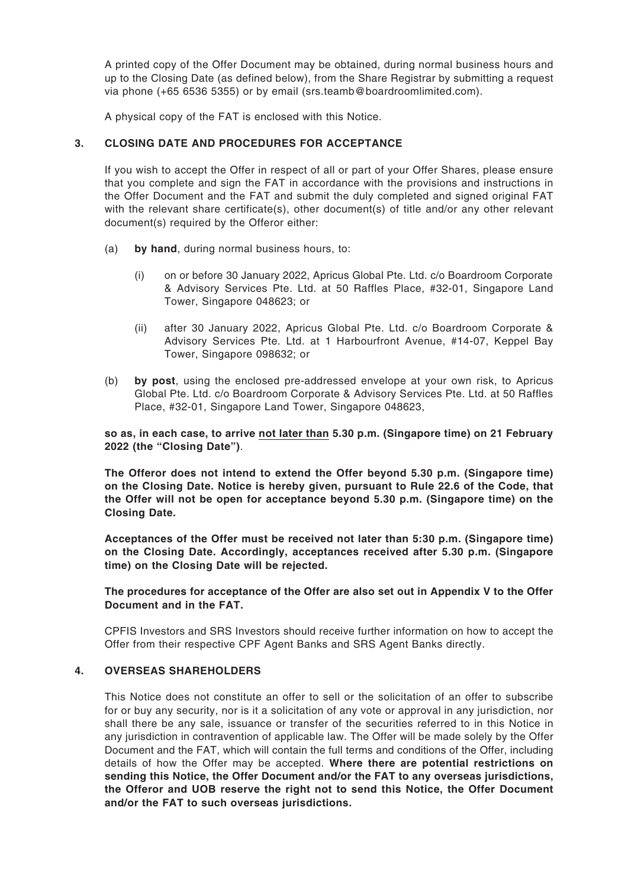A printed copy of the Offer Document may be obtained, during normal business hours and up to the Closing Date (as defined below), from the Share Registrar by submitting a request via phone (+65 6536 5355) or by email (srs.teamb@boardroomlimited.com).

A physical copy of the FAT is enclosed with this Notice.

## 3. CLOSING DATE AND PROCEDURES FOR ACCEPTANCE

If you wish to accept the Offer in respect of all or part of your Offer Shares, please ensure that you complete and sign the FAT in accordance with the provisions and instructions in the Offer Document and the FAT and submit the duly completed and signed original FAT with the relevant share certificate(s), other document(s) of title and/or any other relevant document(s) required by the Offeror either:

(a) **by hand**, during normal business hours, to:

   (i) on or before 30 January 2022, Apricus Global Pte. Ltd. c/o Boardroom Corporate & Advisory Services Pte. Ltd. at 50 Raffles Place, #32-01, Singapore Land Tower, Singapore 048623; or

   (ii) after 30 January 2022, Apricus Global Pte. Ltd. c/o Boardroom Corporate & Advisory Services Pte. Ltd. at 1 Harbourfront Avenue, #14-07, Keppel Bay Tower, Singapore 098632; or

(b) **by post**, using the enclosed pre-addressed envelope at your own risk, to Apricus Global Pte. Ltd. c/o Boardroom Corporate & Advisory Services Pte. Ltd. at 50 Raffles Place, #32-01, Singapore Land Tower, Singapore 048623,

**so as, in each case, to arrive not later than 5.30 p.m. (Singapore time) on 21 February 2022 (the "Closing Date")**.

**The Offeror does not intend to extend the Offer beyond 5.30 p.m. (Singapore time) on the Closing Date. Notice is hereby given, pursuant to Rule 22.6 of the Code, that the Offer will not be open for acceptance beyond 5.30 p.m. (Singapore time) on the Closing Date.**

**Acceptances of the Offer must be received not later than 5:30 p.m. (Singapore time) on the Closing Date. Accordingly, acceptances received after 5.30 p.m. (Singapore time) on the Closing Date will be rejected.**

**The procedures for acceptance of the Offer are also set out in Appendix V to the Offer Document and in the FAT.**

CPFIS Investors and SRS Investors should receive further information on how to accept the Offer from their respective CPF Agent Banks and SRS Agent Banks directly.

## 4. OVERSEAS SHAREHOLDERS

This Notice does not constitute an offer to sell or the solicitation of an offer to subscribe for or buy any security, nor is it a solicitation of any vote or approval in any jurisdiction, nor shall there be any sale, issuance or transfer of the securities referred to in this Notice in any jurisdiction in contravention of applicable law. The Offer will be made solely by the Offer Document and the FAT, which will contain the full terms and conditions of the Offer, including details of how the Offer may be accepted. **Where there are potential restrictions on sending this Notice, the Offer Document and/or the FAT to any overseas jurisdictions, the Offeror and UOB reserve the right not to send this Notice, the Offer Document and/or the FAT to such overseas jurisdictions.**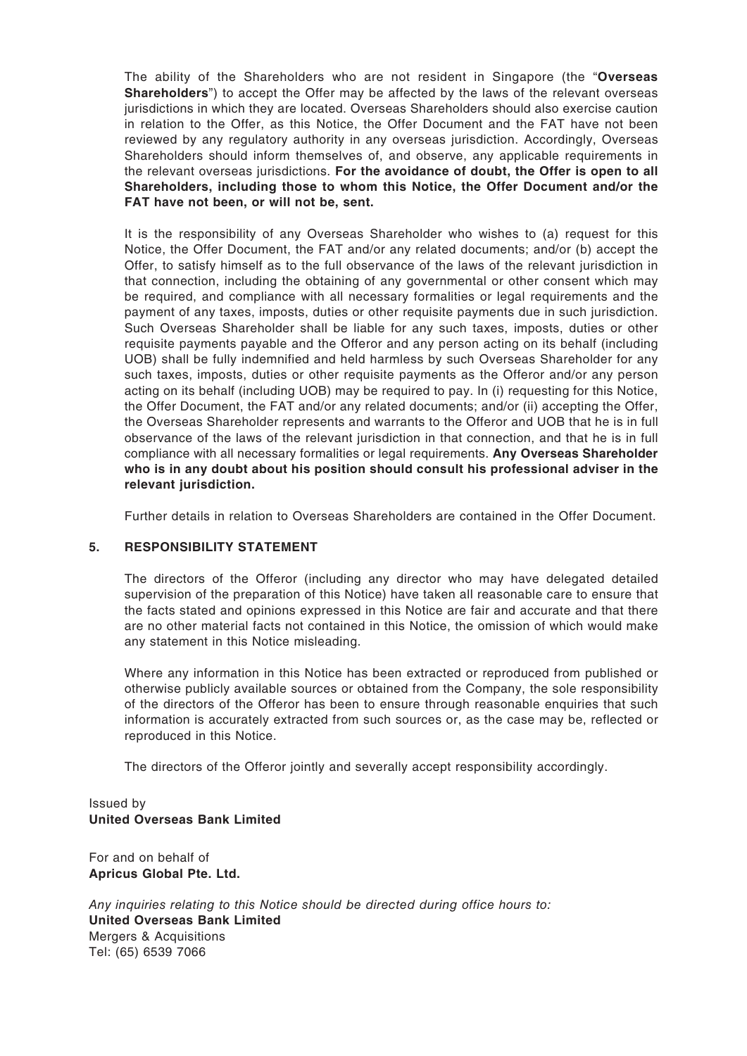The ability of the Shareholders who are not resident in Singapore (the "**Overseas Shareholders**") to accept the Offer may be affected by the laws of the relevant overseas jurisdictions in which they are located. Overseas Shareholders should also exercise caution in relation to the Offer, as this Notice, the Offer Document and the FAT have not been reviewed by any regulatory authority in any overseas jurisdiction. Accordingly, Overseas Shareholders should inform themselves of, and observe, any applicable requirements in the relevant overseas jurisdictions. **For the avoidance of doubt, the Offer is open to all Shareholders, including those to whom this Notice, the Offer Document and/or the FAT have not been, or will not be, sent.**

It is the responsibility of any Overseas Shareholder who wishes to (a) request for this Notice, the Offer Document, the FAT and/or any related documents; and/or (b) accept the Offer, to satisfy himself as to the full observance of the laws of the relevant jurisdiction in that connection, including the obtaining of any governmental or other consent which may be required, and compliance with all necessary formalities or legal requirements and the payment of any taxes, imposts, duties or other requisite payments due in such jurisdiction. Such Overseas Shareholder shall be liable for any such taxes, imposts, duties or other requisite payments payable and the Offeror and any person acting on its behalf (including UOB) shall be fully indemnified and held harmless by such Overseas Shareholder for any such taxes, imposts, duties or other requisite payments as the Offeror and/or any person acting on its behalf (including UOB) may be required to pay. In (i) requesting for this Notice, the Offer Document, the FAT and/or any related documents; and/or (ii) accepting the Offer, the Overseas Shareholder represents and warrants to the Offeror and UOB that he is in full observance of the laws of the relevant jurisdiction in that connection, and that he is in full compliance with all necessary formalities or legal requirements. **Any Overseas Shareholder who is in any doubt about his position should consult his professional adviser in the relevant jurisdiction.**

Further details in relation to Overseas Shareholders are contained in the Offer Document.

## 5. RESPONSIBILITY STATEMENT

The directors of the Offeror (including any director who may have delegated detailed supervision of the preparation of this Notice) have taken all reasonable care to ensure that the facts stated and opinions expressed in this Notice are fair and accurate and that there are no other material facts not contained in this Notice, the omission of which would make any statement in this Notice misleading.

Where any information in this Notice has been extracted or reproduced from published or otherwise publicly available sources or obtained from the Company, the sole responsibility of the directors of the Offeror has been to ensure through reasonable enquiries that such information is accurately extracted from such sources or, as the case may be, reflected or reproduced in this Notice.

The directors of the Offeror jointly and severally accept responsibility accordingly.

Issued by
**United Overseas Bank Limited**

For and on behalf of
**Apricus Global Pte. Ltd.**

*Any inquiries relating to this Notice should be directed during office hours to:*
**United Overseas Bank Limited**
Mergers & Acquisitions
Tel: (65) 6539 7066